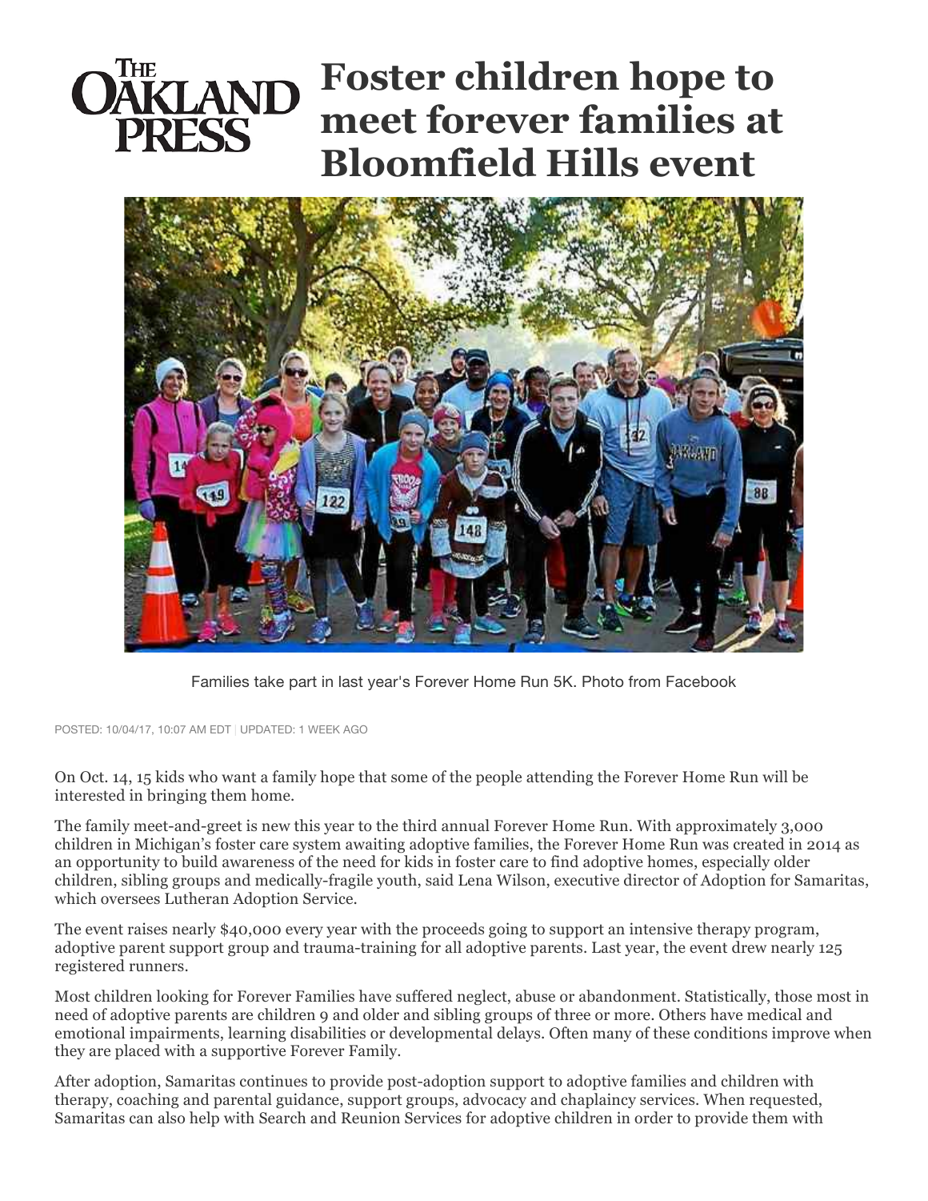THE OAKLAND PRESS

# Foster children hope to meet forever families at Bloomfield Hills event

Families take part in last year's Forever Home Run 5K. Photo from Facebook

POSTED: 10/04/17, 10:07 AM EDT | UPDATED: 1 WEEK AGO

On Oct. 14, 15 kids who want a family hope that some of the people attending the Forever Home Run will be interested in bringing them home.

The family meet-and-greet is new this year to the third annual Forever Home Run. With approximately 3,000 children in Michigan's foster care system awaiting adoptive families, the Forever Home Run was created in 2014 as an opportunity to build awareness of the need for kids in foster care to find adoptive homes, especially older children, sibling groups and medically-fragile youth, said Lena Wilson, executive director of Adoption for Samaritas, which oversees Lutheran Adoption Service.

The event raises nearly $40,000 every year with the proceeds going to support an intensive therapy program, adoptive parent support group and trauma-training for all adoptive parents. Last year, the event drew nearly 125 registered runners.

Most children looking for Forever Families have suffered neglect, abuse or abandonment. Statistically, those most in need of adoptive parents are children 9 and older and sibling groups of three or more. Others have medical and emotional impairments, learning disabilities or developmental delays. Often many of these conditions improve when they are placed with a supportive Forever Family.

After adoption, Samaritas continues to provide post-adoption support to adoptive families and children with therapy, coaching and parental guidance, support groups, advocacy and chaplaincy services. When requested, Samaritas can also help with Search and Reunion Services for adoptive children in order to provide them with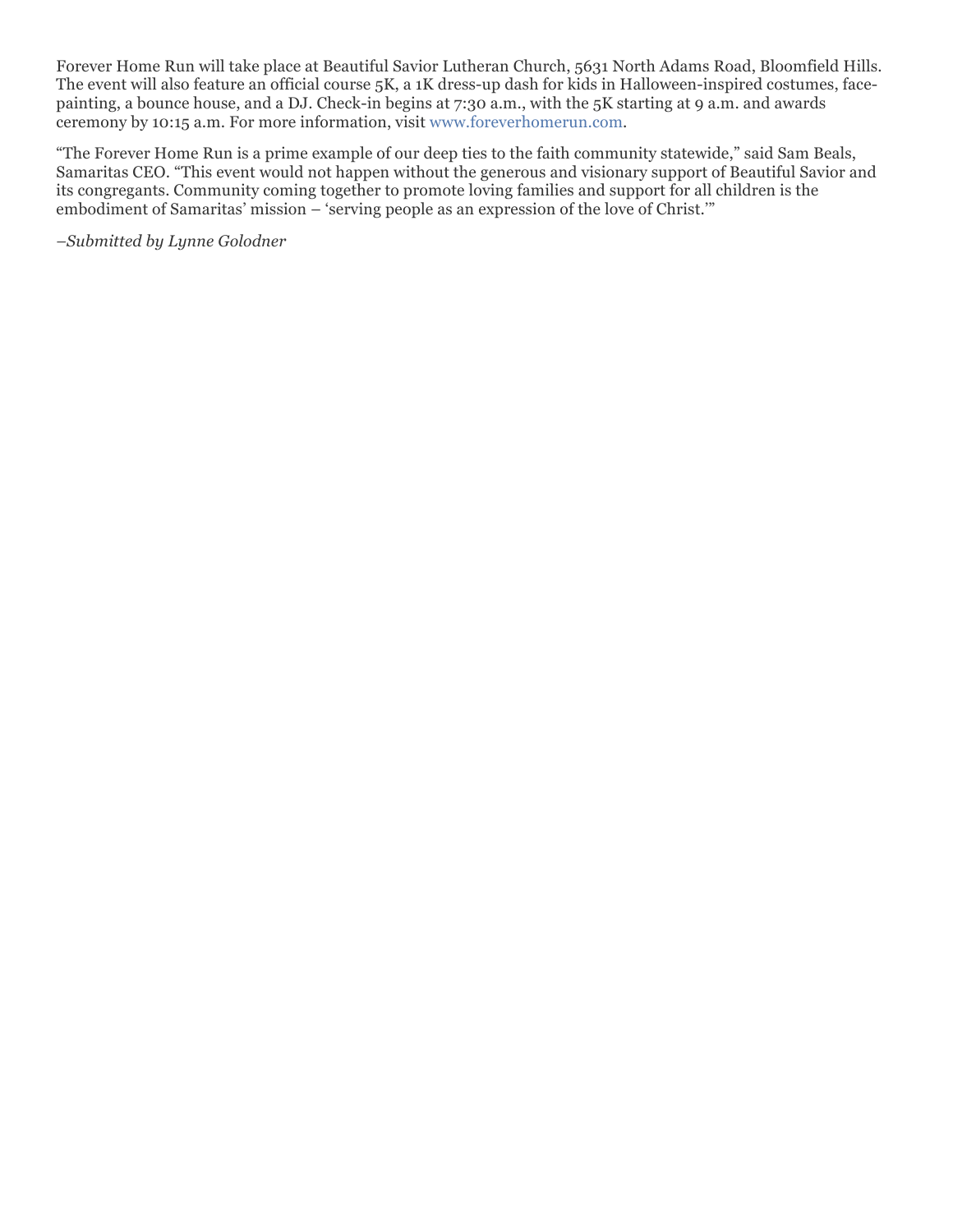Forever Home Run will take place at Beautiful Savior Lutheran Church, 5631 North Adams Road, Bloomfield Hills. The event will also feature an official course 5K, a 1K dress-up dash for kids in Halloween-inspired costumes, face-painting, a bounce house, and a DJ. Check-in begins at 7:30 a.m., with the 5K starting at 9 a.m. and awards ceremony by 10:15 a.m. For more information, visit www.foreverhomerun.com.

"The Forever Home Run is a prime example of our deep ties to the faith community statewide," said Sam Beals, Samaritas CEO. "This event would not happen without the generous and visionary support of Beautiful Savior and its congregants. Community coming together to promote loving families and support for all children is the embodiment of Samaritas' mission – 'serving people as an expression of the love of Christ.'"

*–Submitted by Lynne Golodner*